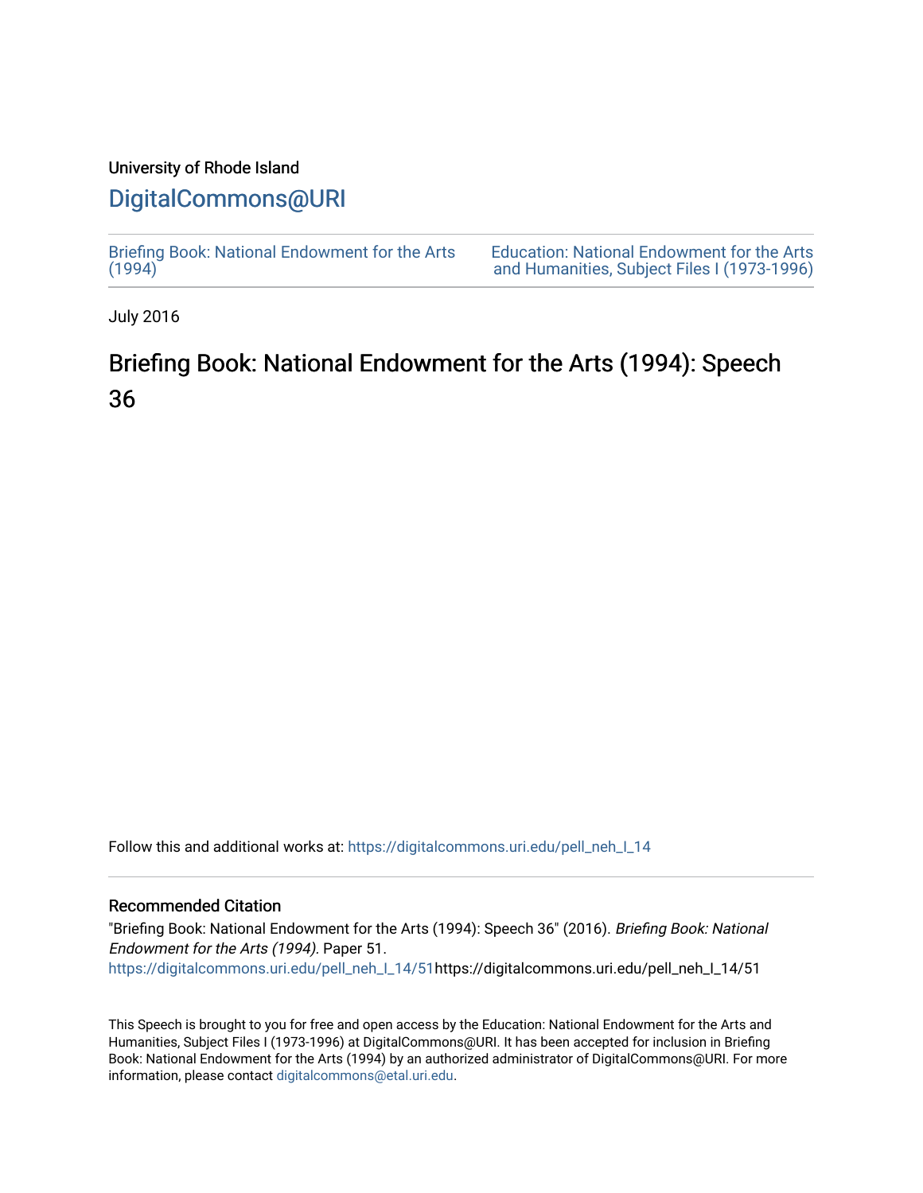University of Rhode Island

## DigitalCommons@URI

Briefing Book: National Endowment for the Arts (1994)

Education: National Endowment for the Arts and Humanities, Subject Files I (1973-1996)

July 2016

# Briefing Book: National Endowment for the Arts (1994): Speech 36

Follow this and additional works at: https://digitalcommons.uri.edu/pell_neh_I_14

### Recommended Citation

"Briefing Book: National Endowment for the Arts (1994): Speech 36" (2016). *Briefing Book: National Endowment for the Arts (1994).* Paper 51.
https://digitalcommons.uri.edu/pell_neh_I_14/51https://digitalcommons.uri.edu/pell_neh_I_14/51

This Speech is brought to you for free and open access by the Education: National Endowment for the Arts and Humanities, Subject Files I (1973-1996) at DigitalCommons@URI. It has been accepted for inclusion in Briefing Book: National Endowment for the Arts (1994) by an authorized administrator of DigitalCommons@URI. For more information, please contact digitalcommons@etal.uri.edu.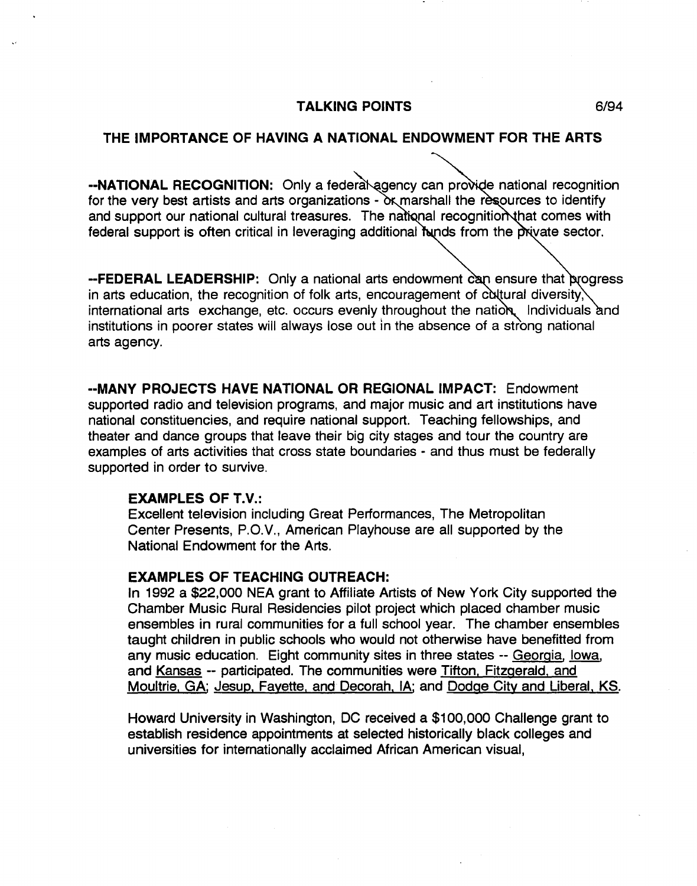## TALKING POINTS

6/94

## THE IMPORTANCE OF HAVING A NATIONAL ENDOWMENT FOR THE ARTS

**--NATIONAL RECOGNITION:** Only a federal agency can provide national recognition for the very best artists and arts organizations - or marshall the resources to identify and support our national cultural treasures. The national recognition that comes with federal support is often critical in leveraging additional funds from the private sector.

**--FEDERAL LEADERSHIP:** Only a national arts endowment can ensure that progress in arts education, the recognition of folk arts, encouragement of cultural diversity, international arts exchange, etc. occurs evenly throughout the nation. Individuals and institutions in poorer states will always lose out in the absence of a strong national arts agency.

**--MANY PROJECTS HAVE NATIONAL OR REGIONAL IMPACT:** Endowment supported radio and television programs, and major music and art institutions have national constituencies, and require national support. Teaching fellowships, and theater and dance groups that leave their big city stages and tour the country are examples of arts activities that cross state boundaries - and thus must be federally supported in order to survive.

**EXAMPLES OF T.V.:**
Excellent television including Great Performances, The Metropolitan Center Presents, P.O.V., American Playhouse are all supported by the National Endowment for the Arts.

**EXAMPLES OF TEACHING OUTREACH:**
In 1992 a $22,000 NEA grant to Affiliate Artists of New York City supported the Chamber Music Rural Residencies pilot project which placed chamber music ensembles in rural communities for a full school year. The chamber ensembles taught children in public schools who would not otherwise have benefitted from any music education. Eight community sites in three states -- Georgia, Iowa, and Kansas -- participated. The communities were Tifton, Fitzgerald, and Moultrie, GA; Jesup, Fayette, and Decorah, IA; and Dodge City and Liberal, KS.

Howard University in Washington, DC received a $100,000 Challenge grant to establish residence appointments at selected historically black colleges and universities for internationally acclaimed African American visual,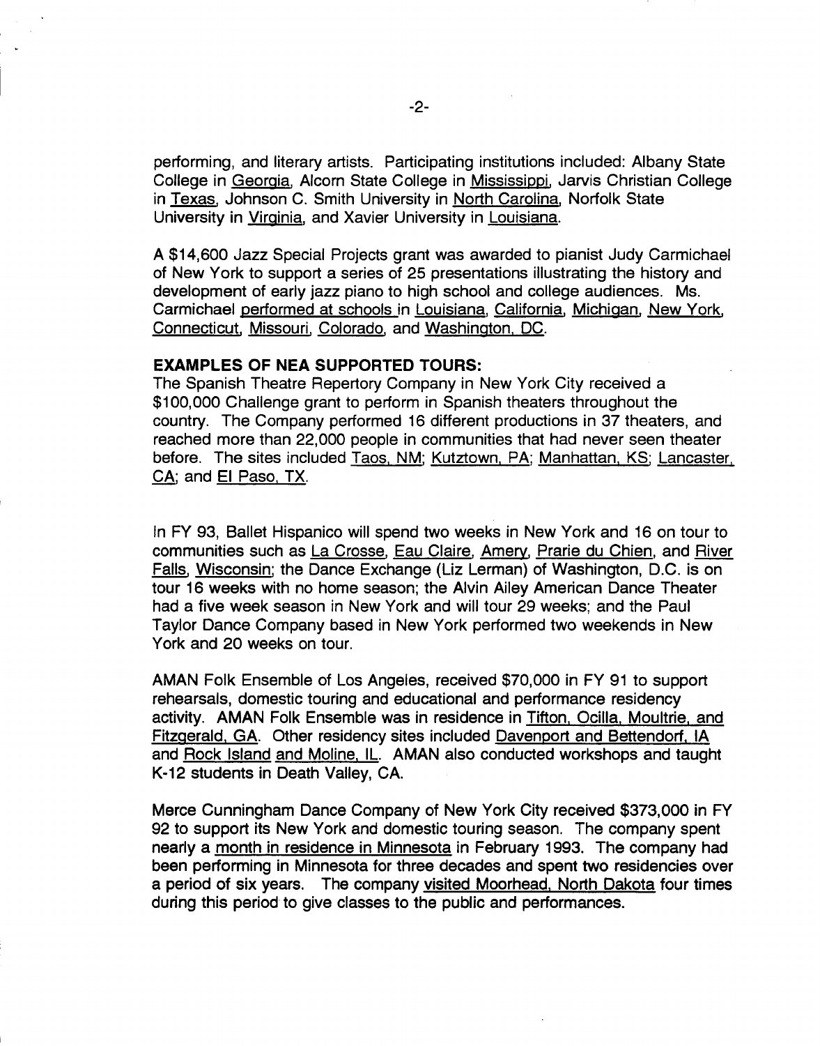performing, and literary artists. Participating institutions included: Albany State College in Georgia, Alcorn State College in Mississippi, Jarvis Christian College in Texas, Johnson C. Smith University in North Carolina, Norfolk State University in Virginia, and Xavier University in Louisiana.

A $14,600 Jazz Special Projects grant was awarded to pianist Judy Carmichael of New York to support a series of 25 presentations illustrating the history and development of early jazz piano to high school and college audiences. Ms. Carmichael performed at schools in Louisiana, California, Michigan, New York, Connecticut, Missouri, Colorado, and Washington, DC.

**EXAMPLES OF NEA SUPPORTED TOURS:**

The Spanish Theatre Repertory Company in New York City received a $100,000 Challenge grant to perform in Spanish theaters throughout the country. The Company performed 16 different productions in 37 theaters, and reached more than 22,000 people in communities that had never seen theater before. The sites included Taos, NM; Kutztown, PA; Manhattan, KS; Lancaster, CA; and El Paso, TX.

In FY 93, Ballet Hispanico will spend two weeks in New York and 16 on tour to communities such as La Crosse, Eau Claire, Amery, Prarie du Chien, and River Falls, Wisconsin; the Dance Exchange (Liz Lerman) of Washington, D.C. is on tour 16 weeks with no home season; the Alvin Ailey American Dance Theater had a five week season in New York and will tour 29 weeks; and the Paul Taylor Dance Company based in New York performed two weekends in New York and 20 weeks on tour.

AMAN Folk Ensemble of Los Angeles, received $70,000 in FY 91 to support rehearsals, domestic touring and educational and performance residency activity. AMAN Folk Ensemble was in residence in Tifton, Ocilla, Moultrie, and Fitzgerald, GA. Other residency sites included Davenport and Bettendorf, IA and Rock Island and Moline, IL. AMAN also conducted workshops and taught K-12 students in Death Valley, CA.

Merce Cunningham Dance Company of New York City received $373,000 in FY 92 to support its New York and domestic touring season. The company spent nearly a month in residence in Minnesota in February 1993. The company had been performing in Minnesota for three decades and spent two residencies over a period of six years. The company visited Moorhead, North Dakota four times during this period to give classes to the public and performances.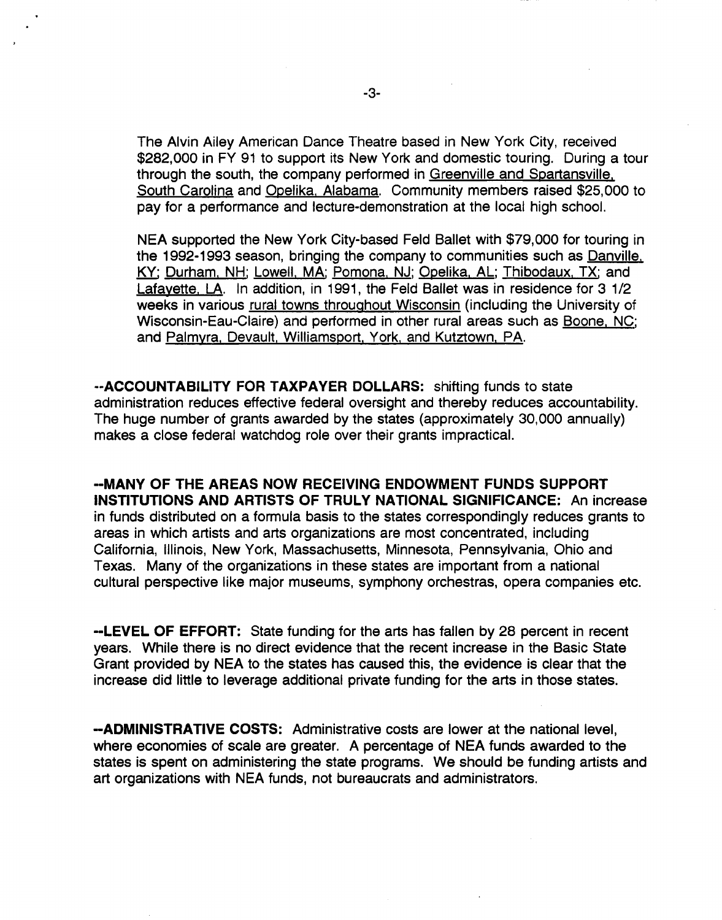The Alvin Ailey American Dance Theatre based in New York City, received $282,000 in FY 91 to support its New York and domestic touring. During a tour through the south, the company performed in Greenville and Spartansville, South Carolina and Opelika, Alabama. Community members raised $25,000 to pay for a performance and lecture-demonstration at the local high school.

NEA supported the New York City-based Feld Ballet with $79,000 for touring in the 1992-1993 season, bringing the company to communities such as Danville, KY; Durham, NH; Lowell, MA; Pomona, NJ; Opelika, AL; Thibodaux, TX; and Lafayette, LA. In addition, in 1991, the Feld Ballet was in residence for 3 1/2 weeks in various rural towns throughout Wisconsin (including the University of Wisconsin-Eau-Claire) and performed in other rural areas such as Boone, NC; and Palmyra, Devault, Williamsport, York, and Kutztown, PA.

--**ACCOUNTABILITY FOR TAXPAYER DOLLARS:** shifting funds to state administration reduces effective federal oversight and thereby reduces accountability. The huge number of grants awarded by the states (approximately 30,000 annually) makes a close federal watchdog role over their grants impractical.

--**MANY OF THE AREAS NOW RECEIVING ENDOWMENT FUNDS SUPPORT INSTITUTIONS AND ARTISTS OF TRULY NATIONAL SIGNIFICANCE:** An increase in funds distributed on a formula basis to the states correspondingly reduces grants to areas in which artists and arts organizations are most concentrated, including California, Illinois, New York, Massachusetts, Minnesota, Pennsylvania, Ohio and Texas. Many of the organizations in these states are important from a national cultural perspective like major museums, symphony orchestras, opera companies etc.

--**LEVEL OF EFFORT:** State funding for the arts has fallen by 28 percent in recent years. While there is no direct evidence that the recent increase in the Basic State Grant provided by NEA to the states has caused this, the evidence is clear that the increase did little to leverage additional private funding for the arts in those states.

--**ADMINISTRATIVE COSTS:** Administrative costs are lower at the national level, where economies of scale are greater. A percentage of NEA funds awarded to the states is spent on administering the state programs. We should be funding artists and art organizations with NEA funds, not bureaucrats and administrators.